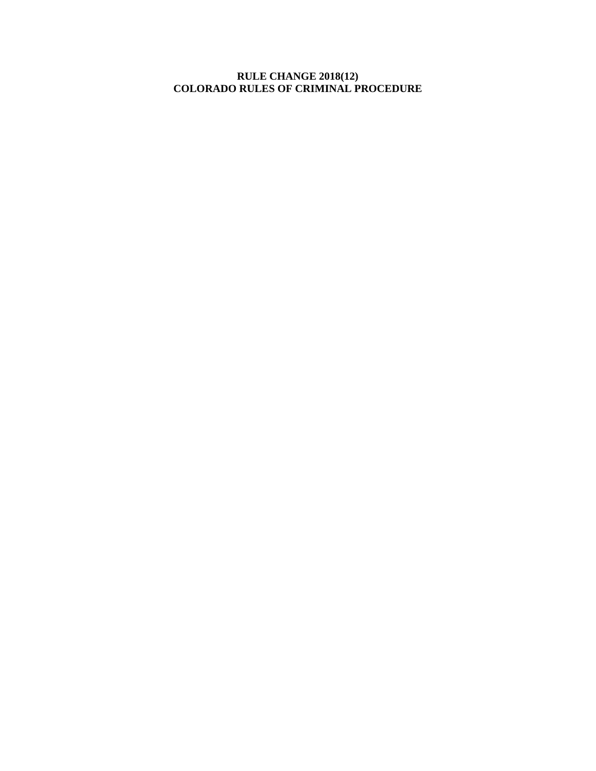# RULE CHANGE 2018(12)
# COLORADO RULES OF CRIMINAL PROCEDURE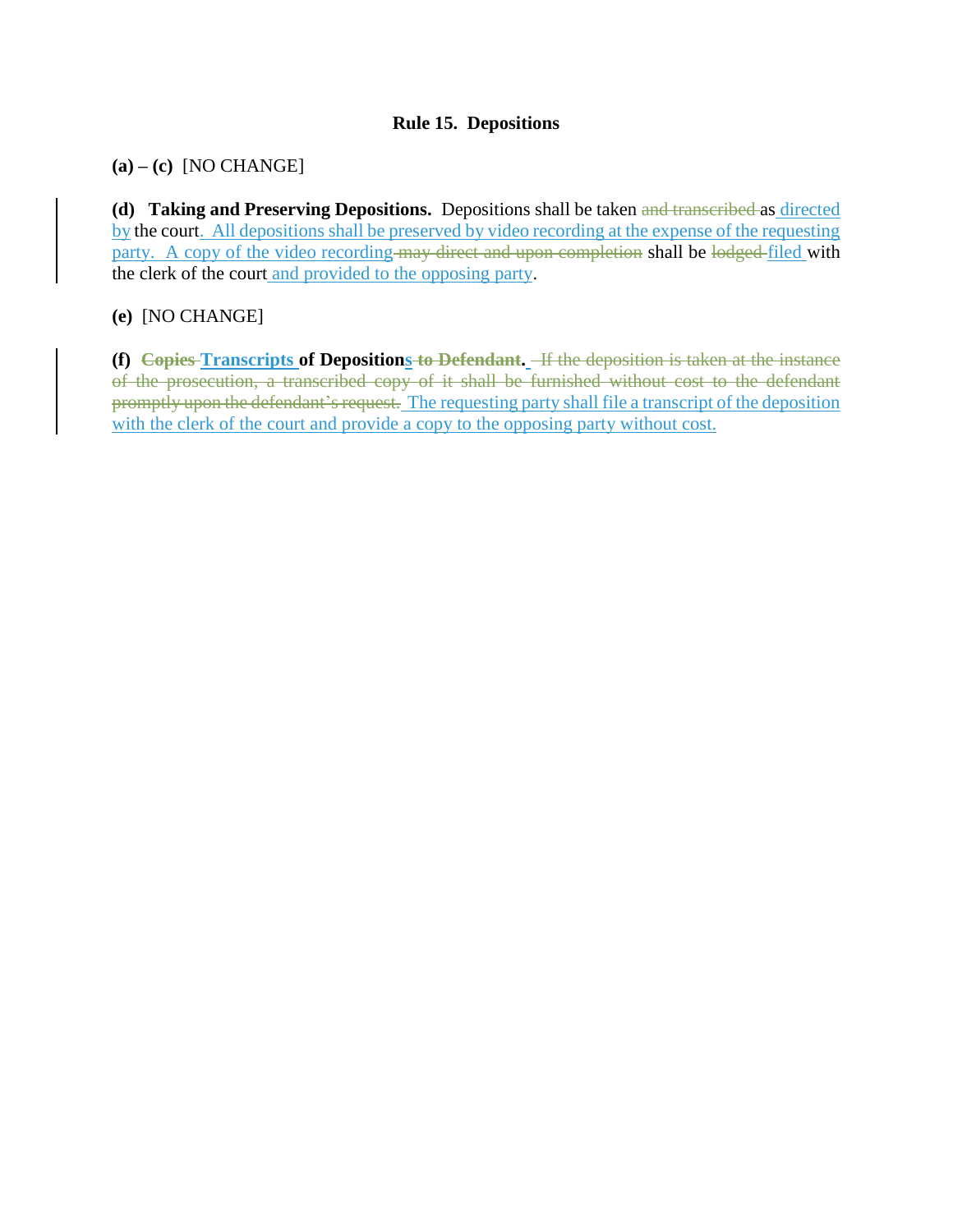**Rule 15. Depositions**

**(a) – (c)** [NO CHANGE]

**(d) Taking and Preserving Depositions.** Depositions shall be taken ~~and transcribed~~ as directed by the court. All depositions shall be preserved by video recording at the expense of the requesting party. A copy of the video recording ~~may direct and upon completion~~ shall be ~~lodged~~ filed with the clerk of the court and provided to the opposing party.

**(e)** [NO CHANGE]

**(f) ~~Copies~~ Transcripts of Depositions ~~to Defendant~~.** ~~If the deposition is taken at the instance of the prosecution, a transcribed copy of it shall be furnished without cost to the defendant promptly upon the defendant's request.~~ The requesting party shall file a transcript of the deposition with the clerk of the court and provide a copy to the opposing party without cost.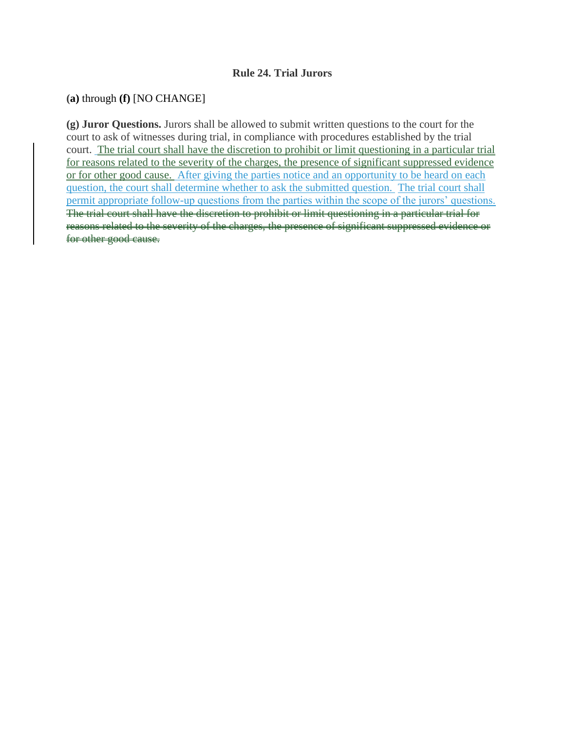### Rule 24. Trial Jurors

**(a)** through **(f)** [NO CHANGE]

**(g) Juror Questions.** Jurors shall be allowed to submit written questions to the court for the court to ask of witnesses during trial, in compliance with procedures established by the trial court. <u>The trial court shall have the discretion to prohibit or limit questioning in a particular trial for reasons related to the severity of the charges, the presence of significant suppressed evidence or for other good cause.</u> <u>After giving the parties notice and an opportunity to be heard on each question, the court shall determine whether to ask the submitted question.</u> <u>The trial court shall permit appropriate follow-up questions from the parties within the scope of the jurors' questions.</u> ~~The trial court shall have the discretion to prohibit or limit questioning in a particular trial for reasons related to the severity of the charges, the presence of significant suppressed evidence or for other good cause.~~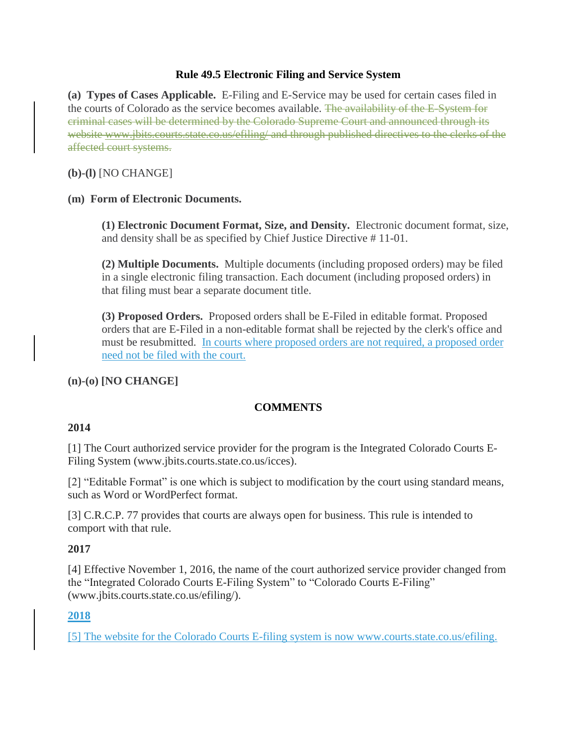### Rule 49.5 Electronic Filing and Service System

**(a) Types of Cases Applicable.** E-Filing and E-Service may be used for certain cases filed in the courts of Colorado as the service becomes available. ~~The availability of the E-System for criminal cases will be determined by the Colorado Supreme Court and announced through its website www.jbits.courts.state.co.us/efiling/ and through published directives to the clerks of the affected court systems.~~

**(b)-(l)** [NO CHANGE]

**(m) Form of Electronic Documents.**

> **(1) Electronic Document Format, Size, and Density.** Electronic document format, size, and density shall be as specified by Chief Justice Directive # 11-01.
>
> **(2) Multiple Documents.** Multiple documents (including proposed orders) may be filed in a single electronic filing transaction. Each document (including proposed orders) in that filing must bear a separate document title.
>
> **(3) Proposed Orders.** Proposed orders shall be E-Filed in editable format. Proposed orders that are E-Filed in a non-editable format shall be rejected by the clerk's office and must be resubmitted. <u>In courts where proposed orders are not required, a proposed order need not be filed with the court.</u>

**(n)-(o) [NO CHANGE]**

#### COMMENTS

**2014**

[1] The Court authorized service provider for the program is the Integrated Colorado Courts E-Filing System (www.jbits.courts.state.co.us/icces).

[2] "Editable Format" is one which is subject to modification by the court using standard means, such as Word or WordPerfect format.

[3] C.R.C.P. 77 provides that courts are always open for business. This rule is intended to comport with that rule.

**2017**

[4] Effective November 1, 2016, the name of the court authorized service provider changed from the "Integrated Colorado Courts E-Filing System" to "Colorado Courts E-Filing" (www.jbits.courts.state.co.us/efiling/).

<u>**2018**</u>

<u>[5] The website for the Colorado Courts E-filing system is now www.courts.state.co.us/efiling.</u>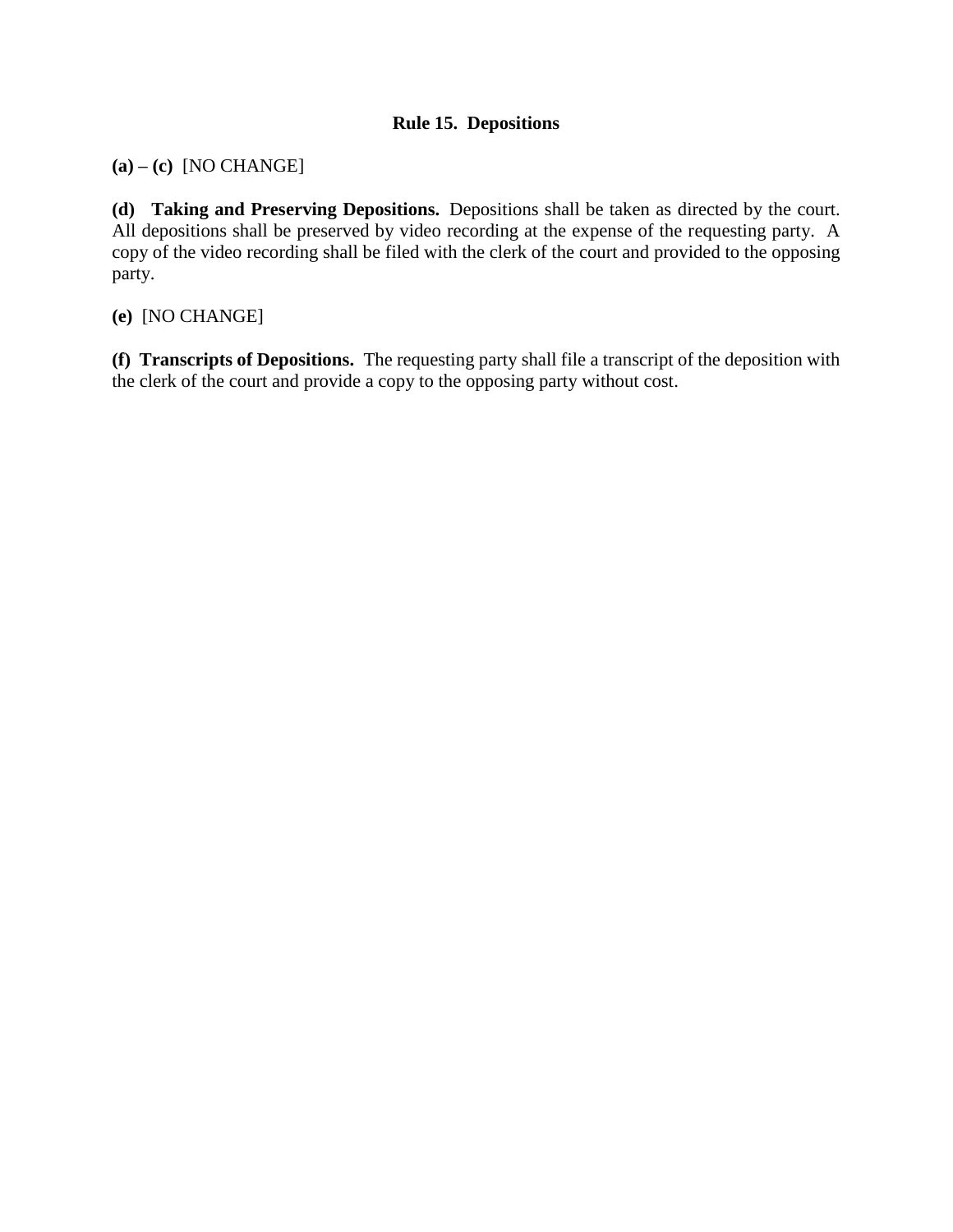**Rule 15. Depositions**

**(a) – (c)** [NO CHANGE]

**(d) Taking and Preserving Depositions.** Depositions shall be taken as directed by the court. All depositions shall be preserved by video recording at the expense of the requesting party. A copy of the video recording shall be filed with the clerk of the court and provided to the opposing party.

**(e)** [NO CHANGE]

**(f) Transcripts of Depositions.** The requesting party shall file a transcript of the deposition with the clerk of the court and provide a copy to the opposing party without cost.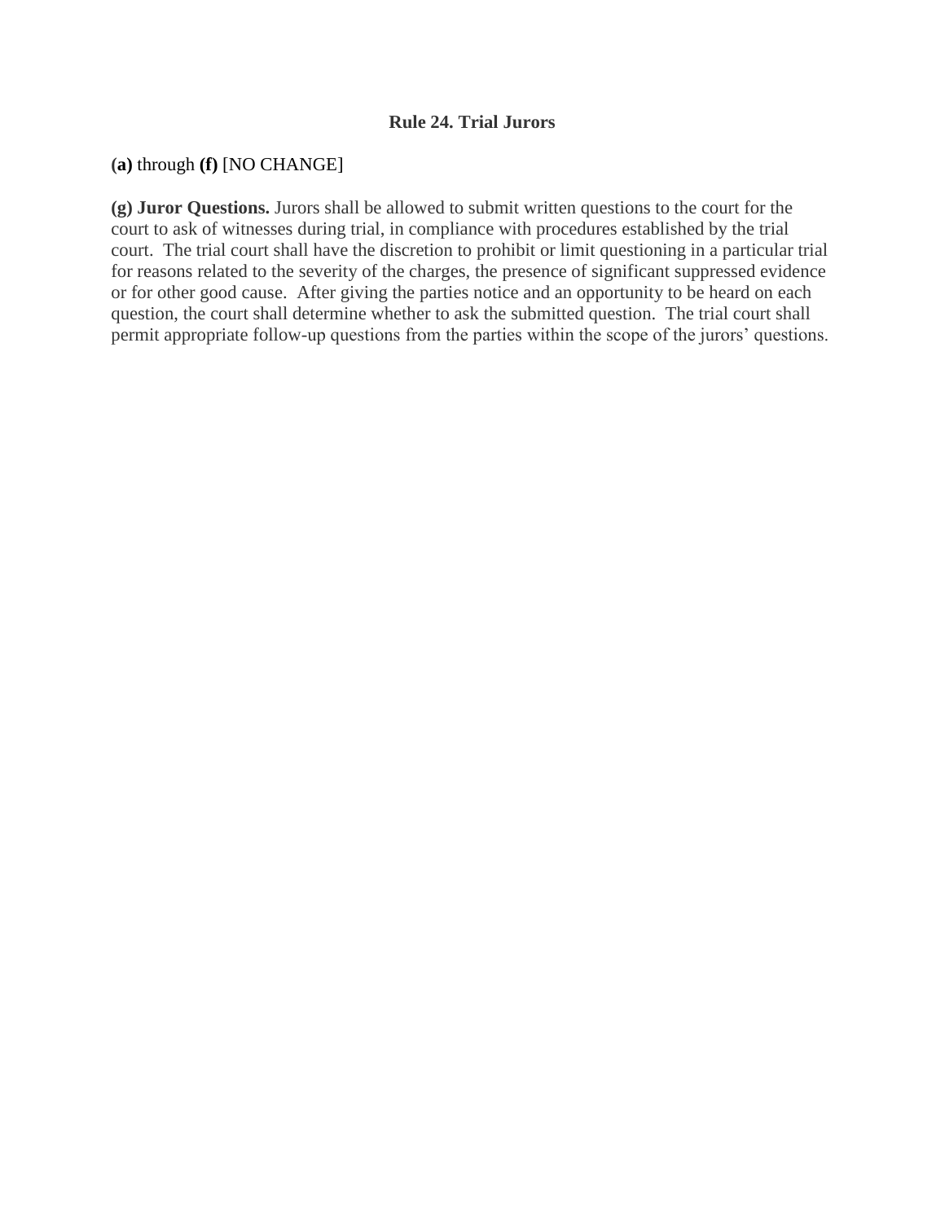**Rule 24. Trial Jurors**

**(a)** through **(f)** [NO CHANGE]

**(g) Juror Questions.** Jurors shall be allowed to submit written questions to the court for the court to ask of witnesses during trial, in compliance with procedures established by the trial court. The trial court shall have the discretion to prohibit or limit questioning in a particular trial for reasons related to the severity of the charges, the presence of significant suppressed evidence or for other good cause. After giving the parties notice and an opportunity to be heard on each question, the court shall determine whether to ask the submitted question. The trial court shall permit appropriate follow-up questions from the parties within the scope of the jurors' questions.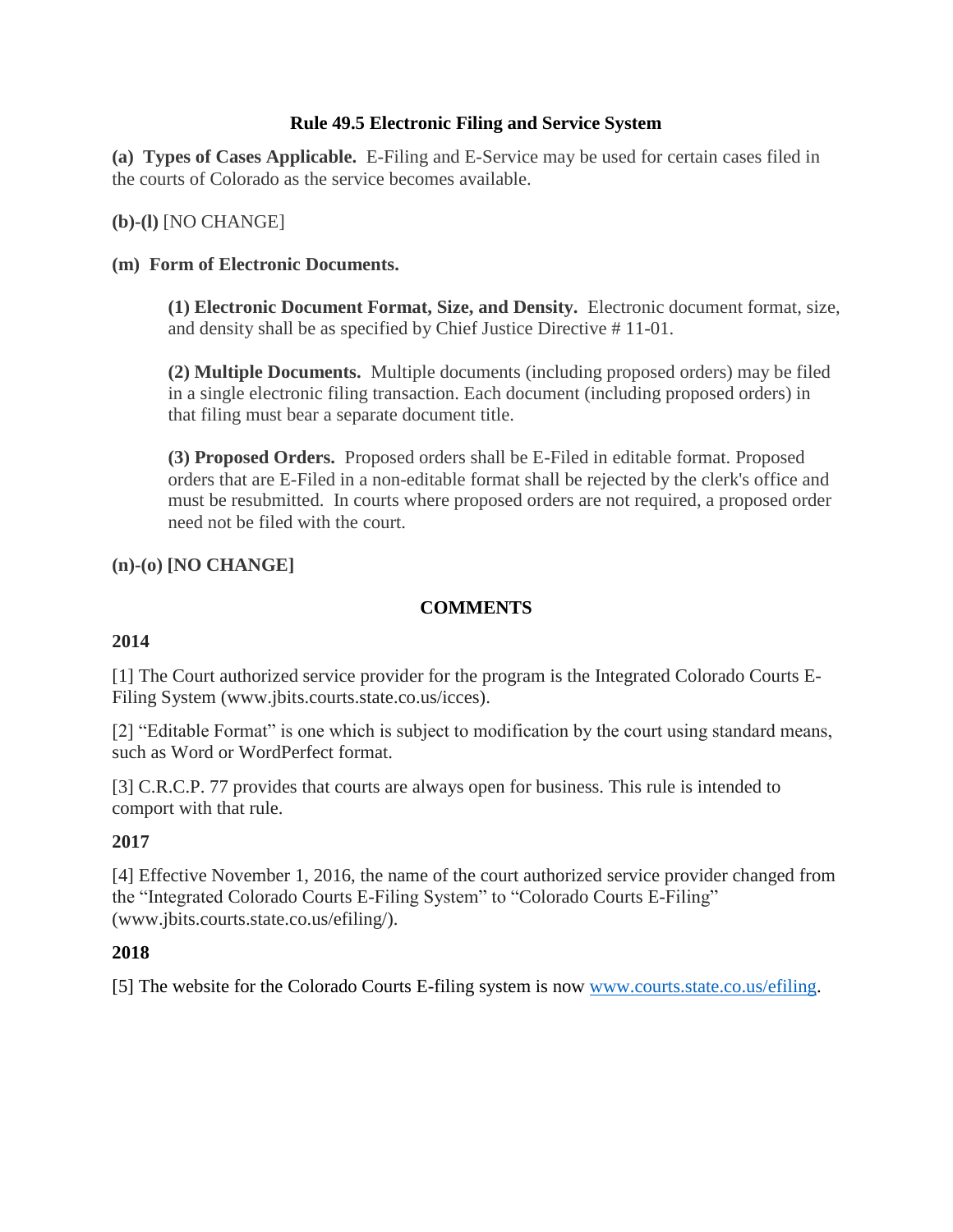## Rule 49.5 Electronic Filing and Service System

**(a) Types of Cases Applicable.** E-Filing and E-Service may be used for certain cases filed in the courts of Colorado as the service becomes available.

**(b)-(l)** [NO CHANGE]

**(m) Form of Electronic Documents.**

> **(1) Electronic Document Format, Size, and Density.** Electronic document format, size, and density shall be as specified by Chief Justice Directive # 11-01.
>
> **(2) Multiple Documents.** Multiple documents (including proposed orders) may be filed in a single electronic filing transaction. Each document (including proposed orders) in that filing must bear a separate document title.
>
> **(3) Proposed Orders.** Proposed orders shall be E-Filed in editable format. Proposed orders that are E-Filed in a non-editable format shall be rejected by the clerk's office and must be resubmitted. In courts where proposed orders are not required, a proposed order need not be filed with the court.

**(n)-(o) [NO CHANGE]**

### COMMENTS

**2014**

[1] The Court authorized service provider for the program is the Integrated Colorado Courts E-Filing System (www.jbits.courts.state.co.us/icces).

[2] "Editable Format" is one which is subject to modification by the court using standard means, such as Word or WordPerfect format.

[3] C.R.C.P. 77 provides that courts are always open for business. This rule is intended to comport with that rule.

**2017**

[4] Effective November 1, 2016, the name of the court authorized service provider changed from the "Integrated Colorado Courts E-Filing System" to "Colorado Courts E-Filing" (www.jbits.courts.state.co.us/efiling/).

**2018**

[5] The website for the Colorado Courts E-filing system is now www.courts.state.co.us/efiling.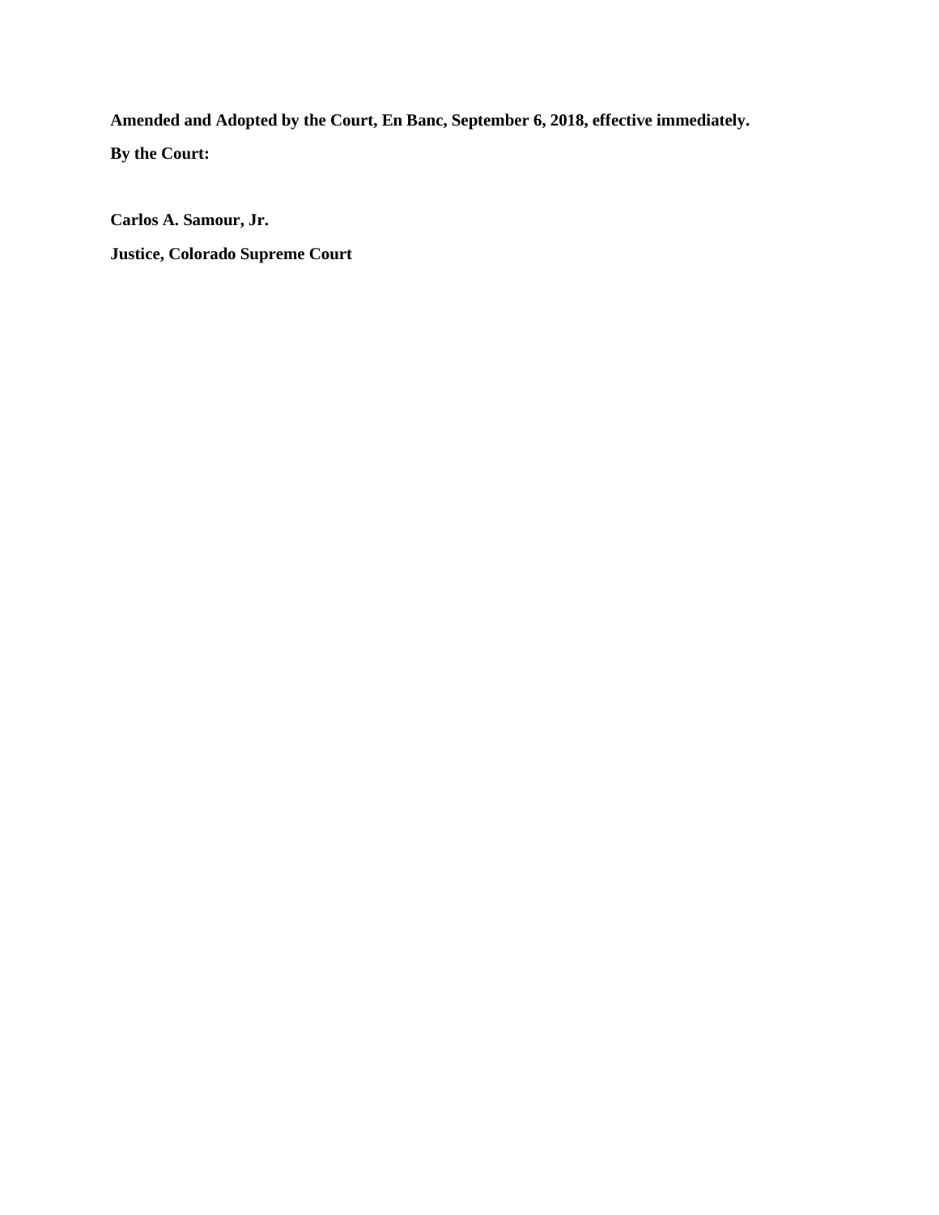**Amended and Adopted by the Court, En Banc, September 6, 2018, effective immediately.**

**By the Court:**

**Carlos A. Samour, Jr.**

**Justice, Colorado Supreme Court**